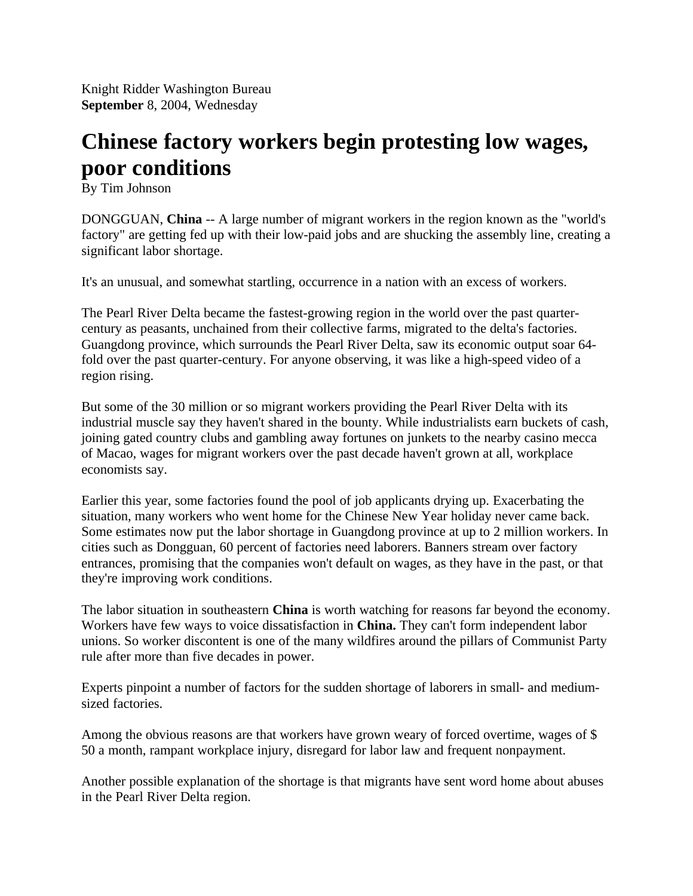Knight Ridder Washington Bureau
**September** 8, 2004, Wednesday

# Chinese factory workers begin protesting low wages, poor conditions

By Tim Johnson

DONGGUAN, **China** -- A large number of migrant workers in the region known as the "world's factory" are getting fed up with their low-paid jobs and are shucking the assembly line, creating a significant labor shortage.

It's an unusual, and somewhat startling, occurrence in a nation with an excess of workers.

The Pearl River Delta became the fastest-growing region in the world over the past quarter-century as peasants, unchained from their collective farms, migrated to the delta's factories. Guangdong province, which surrounds the Pearl River Delta, saw its economic output soar 64-fold over the past quarter-century. For anyone observing, it was like a high-speed video of a region rising.

But some of the 30 million or so migrant workers providing the Pearl River Delta with its industrial muscle say they haven't shared in the bounty. While industrialists earn buckets of cash, joining gated country clubs and gambling away fortunes on junkets to the nearby casino mecca of Macao, wages for migrant workers over the past decade haven't grown at all, workplace economists say.

Earlier this year, some factories found the pool of job applicants drying up. Exacerbating the situation, many workers who went home for the Chinese New Year holiday never came back. Some estimates now put the labor shortage in Guangdong province at up to 2 million workers. In cities such as Dongguan, 60 percent of factories need laborers. Banners stream over factory entrances, promising that the companies won't default on wages, as they have in the past, or that they're improving work conditions.

The labor situation in southeastern **China** is worth watching for reasons far beyond the economy. Workers have few ways to voice dissatisfaction in **China.** They can't form independent labor unions. So worker discontent is one of the many wildfires around the pillars of Communist Party rule after more than five decades in power.

Experts pinpoint a number of factors for the sudden shortage of laborers in small- and medium-sized factories.

Among the obvious reasons are that workers have grown weary of forced overtime, wages of $ 50 a month, rampant workplace injury, disregard for labor law and frequent nonpayment.

Another possible explanation of the shortage is that migrants have sent word home about abuses in the Pearl River Delta region.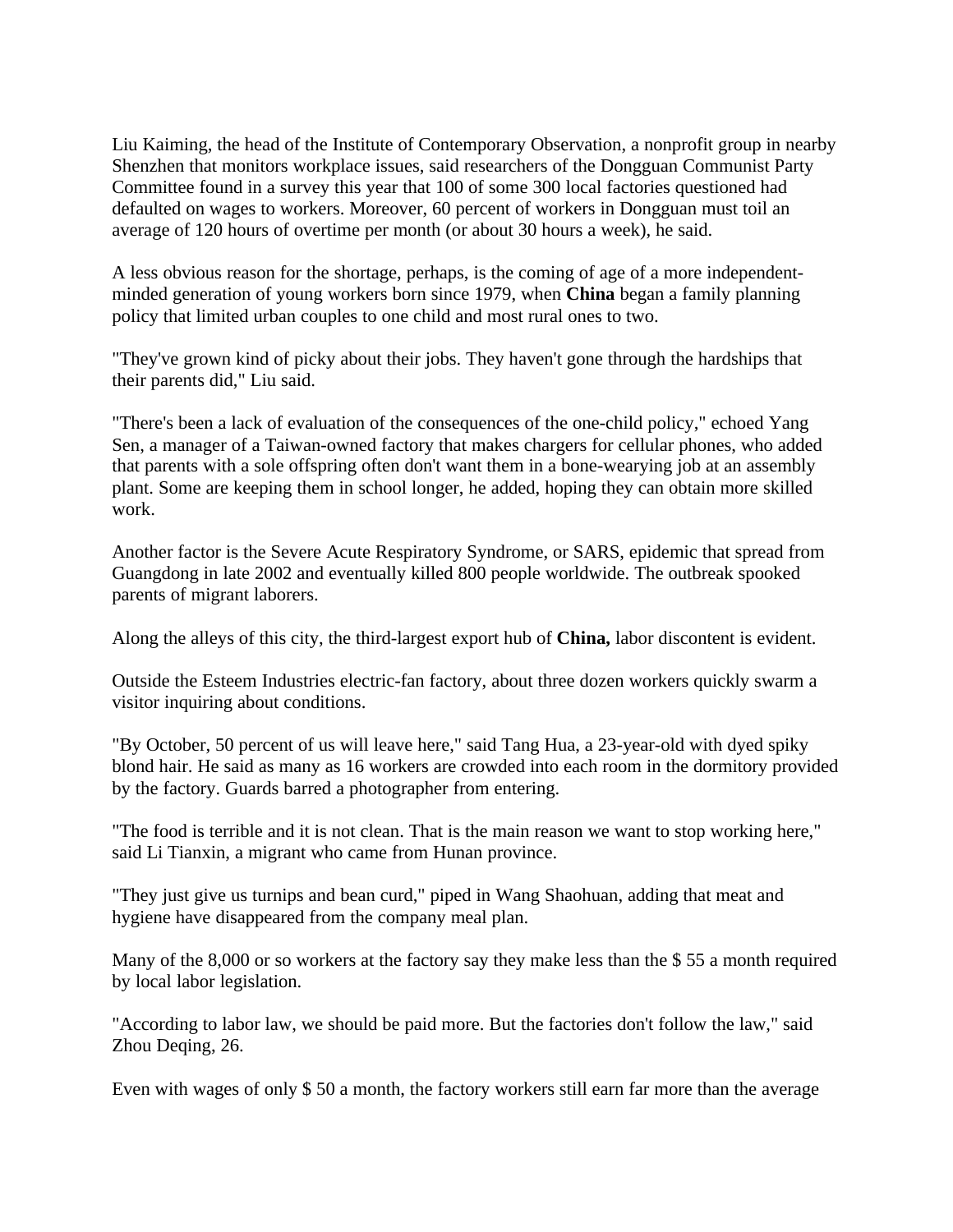Liu Kaiming, the head of the Institute of Contemporary Observation, a nonprofit group in nearby Shenzhen that monitors workplace issues, said researchers of the Dongguan Communist Party Committee found in a survey this year that 100 of some 300 local factories questioned had defaulted on wages to workers. Moreover, 60 percent of workers in Dongguan must toil an average of 120 hours of overtime per month (or about 30 hours a week), he said.

A less obvious reason for the shortage, perhaps, is the coming of age of a more independent-minded generation of young workers born since 1979, when **China** began a family planning policy that limited urban couples to one child and most rural ones to two.

"They've grown kind of picky about their jobs. They haven't gone through the hardships that their parents did," Liu said.

"There's been a lack of evaluation of the consequences of the one-child policy," echoed Yang Sen, a manager of a Taiwan-owned factory that makes chargers for cellular phones, who added that parents with a sole offspring often don't want them in a bone-wearying job at an assembly plant. Some are keeping them in school longer, he added, hoping they can obtain more skilled work.

Another factor is the Severe Acute Respiratory Syndrome, or SARS, epidemic that spread from Guangdong in late 2002 and eventually killed 800 people worldwide. The outbreak spooked parents of migrant laborers.

Along the alleys of this city, the third-largest export hub of **China,** labor discontent is evident.

Outside the Esteem Industries electric-fan factory, about three dozen workers quickly swarm a visitor inquiring about conditions.

"By October, 50 percent of us will leave here," said Tang Hua, a 23-year-old with dyed spiky blond hair. He said as many as 16 workers are crowded into each room in the dormitory provided by the factory. Guards barred a photographer from entering.

"The food is terrible and it is not clean. That is the main reason we want to stop working here," said Li Tianxin, a migrant who came from Hunan province.

"They just give us turnips and bean curd," piped in Wang Shaohuan, adding that meat and hygiene have disappeared from the company meal plan.

Many of the 8,000 or so workers at the factory say they make less than the $ 55 a month required by local labor legislation.

"According to labor law, we should be paid more. But the factories don't follow the law," said Zhou Deqing, 26.

Even with wages of only $ 50 a month, the factory workers still earn far more than the average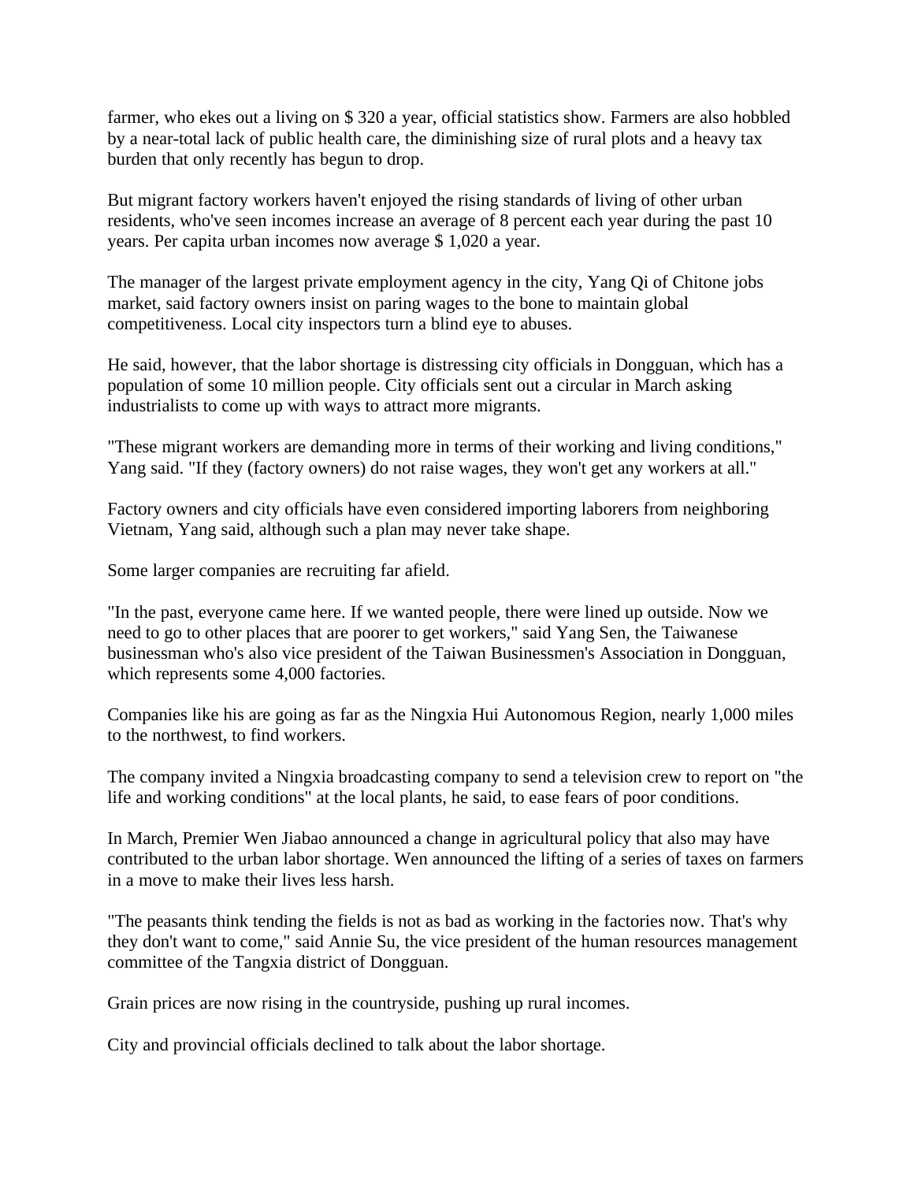farmer, who ekes out a living on $ 320 a year, official statistics show. Farmers are also hobbled by a near-total lack of public health care, the diminishing size of rural plots and a heavy tax burden that only recently has begun to drop.

But migrant factory workers haven't enjoyed the rising standards of living of other urban residents, who've seen incomes increase an average of 8 percent each year during the past 10 years. Per capita urban incomes now average $ 1,020 a year.

The manager of the largest private employment agency in the city, Yang Qi of Chitone jobs market, said factory owners insist on paring wages to the bone to maintain global competitiveness. Local city inspectors turn a blind eye to abuses.

He said, however, that the labor shortage is distressing city officials in Dongguan, which has a population of some 10 million people. City officials sent out a circular in March asking industrialists to come up with ways to attract more migrants.

"These migrant workers are demanding more in terms of their working and living conditions," Yang said. "If they (factory owners) do not raise wages, they won't get any workers at all."

Factory owners and city officials have even considered importing laborers from neighboring Vietnam, Yang said, although such a plan may never take shape.

Some larger companies are recruiting far afield.

"In the past, everyone came here. If we wanted people, there were lined up outside. Now we need to go to other places that are poorer to get workers," said Yang Sen, the Taiwanese businessman who's also vice president of the Taiwan Businessmen's Association in Dongguan, which represents some 4,000 factories.

Companies like his are going as far as the Ningxia Hui Autonomous Region, nearly 1,000 miles to the northwest, to find workers.

The company invited a Ningxia broadcasting company to send a television crew to report on "the life and working conditions" at the local plants, he said, to ease fears of poor conditions.

In March, Premier Wen Jiabao announced a change in agricultural policy that also may have contributed to the urban labor shortage. Wen announced the lifting of a series of taxes on farmers in a move to make their lives less harsh.

"The peasants think tending the fields is not as bad as working in the factories now. That's why they don't want to come," said Annie Su, the vice president of the human resources management committee of the Tangxia district of Dongguan.

Grain prices are now rising in the countryside, pushing up rural incomes.

City and provincial officials declined to talk about the labor shortage.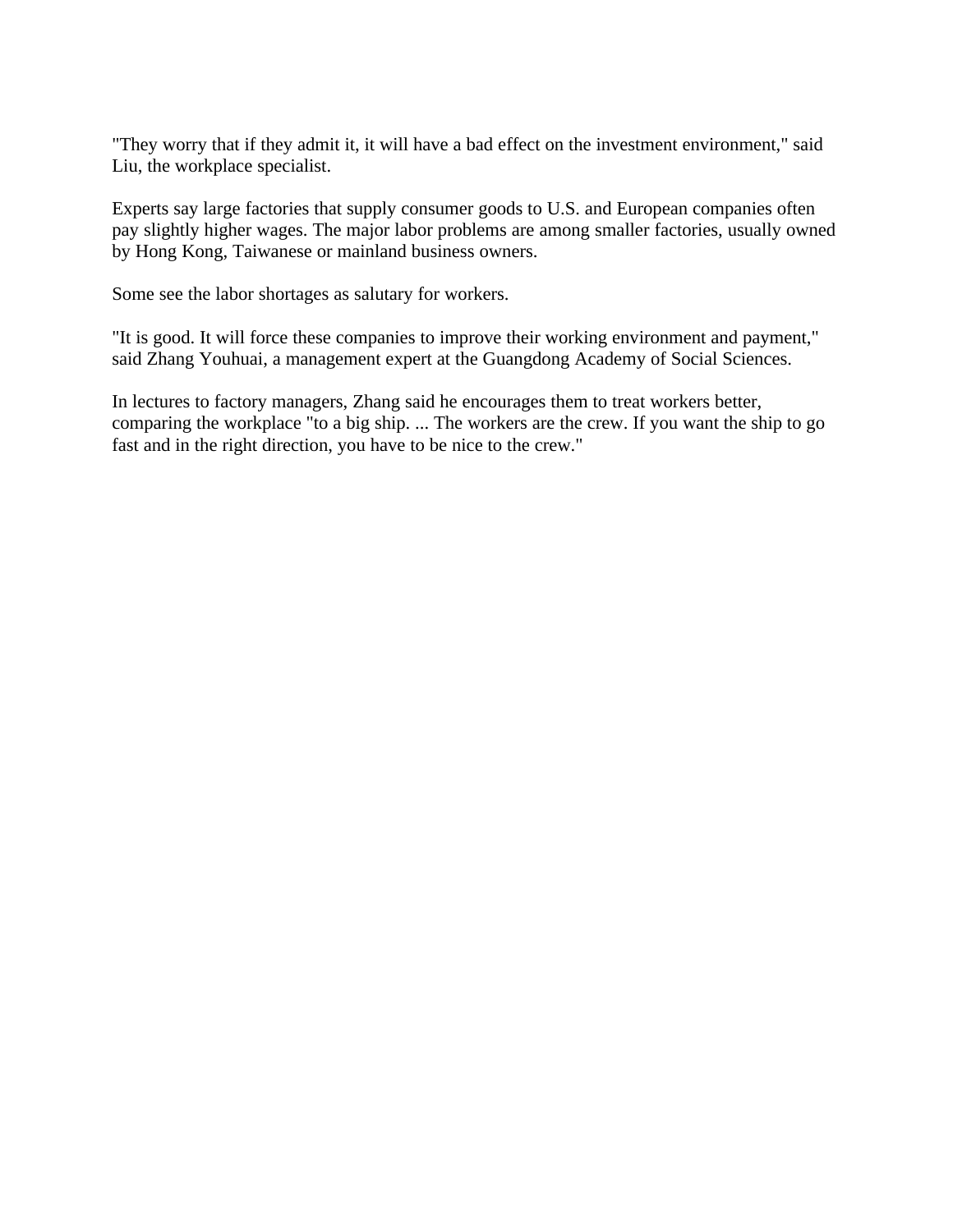"They worry that if they admit it, it will have a bad effect on the investment environment," said Liu, the workplace specialist.

Experts say large factories that supply consumer goods to U.S. and European companies often pay slightly higher wages. The major labor problems are among smaller factories, usually owned by Hong Kong, Taiwanese or mainland business owners.

Some see the labor shortages as salutary for workers.

"It is good. It will force these companies to improve their working environment and payment," said Zhang Youhuai, a management expert at the Guangdong Academy of Social Sciences.

In lectures to factory managers, Zhang said he encourages them to treat workers better, comparing the workplace "to a big ship. ... The workers are the crew. If you want the ship to go fast and in the right direction, you have to be nice to the crew."